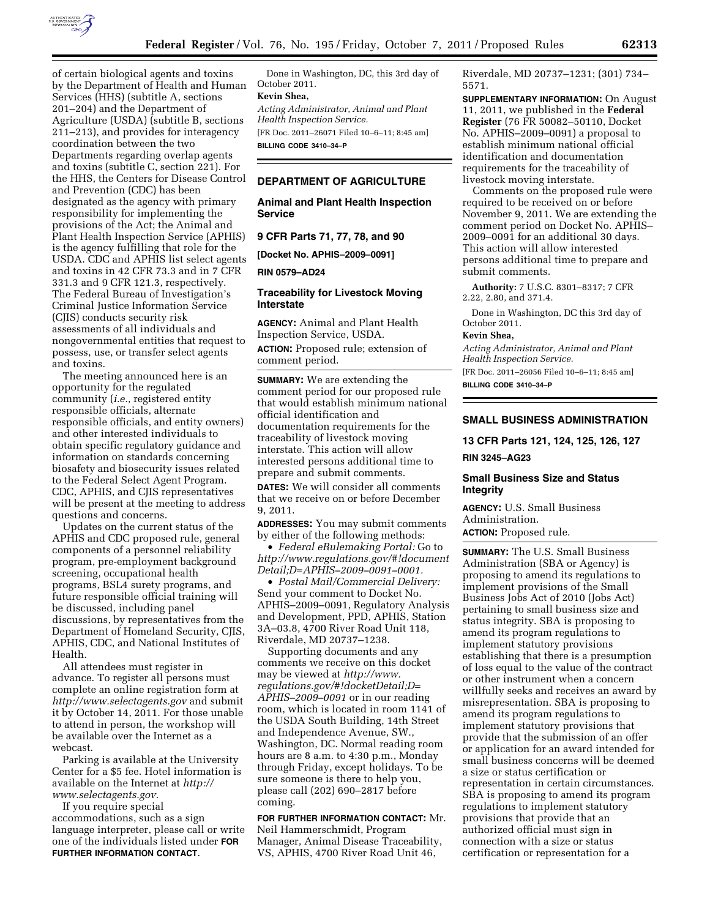of certain biological agents and toxins by the Department of Health and Human Services (HHS) (subtitle A, sections 201–204) and the Department of Agriculture (USDA) (subtitle B, sections 211–213), and provides for interagency coordination between the two Departments regarding overlap agents and toxins (subtitle C, section 221). For the HHS, the Centers for Disease Control and Prevention (CDC) has been designated as the agency with primary responsibility for implementing the provisions of the Act; the Animal and Plant Health Inspection Service (APHIS) is the agency fulfilling that role for the USDA. CDC and APHIS list select agents and toxins in 42 CFR 73.3 and in 7 CFR 331.3 and 9 CFR 121.3, respectively. The Federal Bureau of Investigation's Criminal Justice Information Service (CJIS) conducts security risk assessments of all individuals and nongovernmental entities that request to possess, use, or transfer select agents and toxins.

The meeting announced here is an opportunity for the regulated community (*i.e.,* registered entity responsible officials, alternate responsible officials, and entity owners) and other interested individuals to obtain specific regulatory guidance and information on standards concerning biosafety and biosecurity issues related to the Federal Select Agent Program. CDC, APHIS, and CJIS representatives will be present at the meeting to address questions and concerns.

Updates on the current status of the APHIS and CDC proposed rule, general components of a personnel reliability program, pre-employment background screening, occupational health programs, BSL4 surety programs, and future responsible official training will be discussed, including panel discussions, by representatives from the Department of Homeland Security, CJIS, APHIS, CDC, and National Institutes of Health.

All attendees must register in advance. To register all persons must complete an online registration form at *http://www.selectagents.gov* and submit it by October 14, 2011. For those unable to attend in person, the workshop will be available over the Internet as a webcast.

Parking is available at the University Center for a $5 fee. Hotel information is available on the Internet at *http://www.selectagents.gov.*

If you require special accommodations, such as a sign language interpreter, please call or write one of the individuals listed under **FOR FURTHER INFORMATION CONTACT**.

Done in Washington, DC, this 3rd day of October 2011.

**Kevin Shea,**

*Acting Administrator, Animal and Plant Health Inspection Service.*

[FR Doc. 2011–26071 Filed 10–6–11; 8:45 am]

**BILLING CODE 3410–34–P**

## DEPARTMENT OF AGRICULTURE

### Animal and Plant Health Inspection Service

### 9 CFR Parts 71, 77, 78, and 90

**[Docket No. APHIS–2009–0091]**

**RIN 0579–AD24**

### Traceability for Livestock Moving Interstate

**AGENCY:** Animal and Plant Health Inspection Service, USDA.

**ACTION:** Proposed rule; extension of comment period.

**SUMMARY:** We are extending the comment period for our proposed rule that would establish minimum national official identification and documentation requirements for the traceability of livestock moving interstate. This action will allow interested persons additional time to prepare and submit comments.

**DATES:** We will consider all comments that we receive on or before December 9, 2011.

**ADDRESSES:** You may submit comments by either of the following methods:

- *Federal eRulemaking Portal:* Go to *http://www.regulations.gov/#!documentDetail;D=APHIS–2009–0091–0001.*
- *Postal Mail/Commercial Delivery:* Send your comment to Docket No. APHIS–2009–0091, Regulatory Analysis and Development, PPD, APHIS, Station 3A–03.8, 4700 River Road Unit 118, Riverdale, MD 20737–1238.

Supporting documents and any comments we receive on this docket may be viewed at *http://www.regulations.gov/#!docketDetail;D=APHIS–2009–0091* or in our reading room, which is located in room 1141 of the USDA South Building, 14th Street and Independence Avenue, SW., Washington, DC. Normal reading room hours are 8 a.m. to 4:30 p.m., Monday through Friday, except holidays. To be sure someone is there to help you, please call (202) 690–2817 before coming.

**FOR FURTHER INFORMATION CONTACT:** Mr. Neil Hammerschmidt, Program Manager, Animal Disease Traceability, VS, APHIS, 4700 River Road Unit 46, Riverdale, MD 20737–1231; (301) 734–5571.

**SUPPLEMENTARY INFORMATION:** On August 11, 2011, we published in the **Federal Register** (76 FR 50082–50110, Docket No. APHIS–2009–0091) a proposal to establish minimum national official identification and documentation requirements for the traceability of livestock moving interstate.

Comments on the proposed rule were required to be received on or before November 9, 2011. We are extending the comment period on Docket No. APHIS–2009–0091 for an additional 30 days. This action will allow interested persons additional time to prepare and submit comments.

**Authority:** 7 U.S.C. 8301–8317; 7 CFR 2.22, 2.80, and 371.4.

Done in Washington, DC this 3rd day of October 2011.

**Kevin Shea,**

*Acting Administrator, Animal and Plant Health Inspection Service.*

[FR Doc. 2011–26056 Filed 10–6–11; 8:45 am]

**BILLING CODE 3410–34–P**

## SMALL BUSINESS ADMINISTRATION

### 13 CFR Parts 121, 124, 125, 126, 127

**RIN 3245–AG23**

### Small Business Size and Status Integrity

**AGENCY:** U.S. Small Business Administration.

**ACTION:** Proposed rule.

**SUMMARY:** The U.S. Small Business Administration (SBA or Agency) is proposing to amend its regulations to implement provisions of the Small Business Jobs Act of 2010 (Jobs Act) pertaining to small business size and status integrity. SBA is proposing to amend its program regulations to implement statutory provisions establishing that there is a presumption of loss equal to the value of the contract or other instrument when a concern willfully seeks and receives an award by misrepresentation. SBA is proposing to amend its program regulations to implement statutory provisions that provide that the submission of an offer or application for an award intended for small business concerns will be deemed a size or status certification or representation in certain circumstances. SBA is proposing to amend its program regulations to implement statutory provisions that provide that an authorized official must sign in connection with a size or status certification or representation for a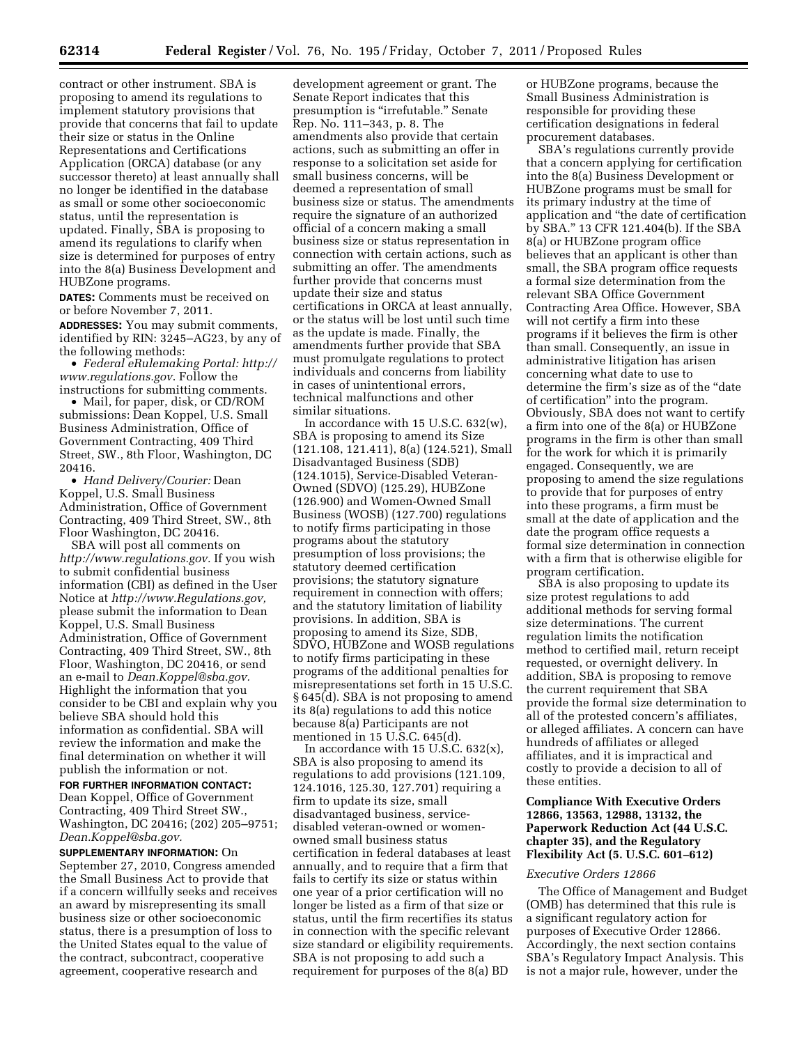contract or other instrument. SBA is proposing to amend its regulations to implement statutory provisions that provide that concerns that fail to update their size or status in the Online Representations and Certifications Application (ORCA) database (or any successor thereto) at least annually shall no longer be identified in the database as small or some other socioeconomic status, until the representation is updated. Finally, SBA is proposing to amend its regulations to clarify when size is determined for purposes of entry into the 8(a) Business Development and HUBZone programs.

**DATES:** Comments must be received on or before November 7, 2011.

**ADDRESSES:** You may submit comments, identified by RIN: 3245–AG23, by any of the following methods:

- *Federal eRulemaking Portal: http://www.regulations.gov*. Follow the instructions for submitting comments.
- Mail, for paper, disk, or CD/ROM submissions: Dean Koppel, U.S. Small Business Administration, Office of Government Contracting, 409 Third Street, SW., 8th Floor, Washington, DC 20416.
- *Hand Delivery/Courier:* Dean Koppel, U.S. Small Business Administration, Office of Government Contracting, 409 Third Street, SW., 8th Floor Washington, DC 20416.

SBA will post all comments on *http://www.regulations.gov*. If you wish to submit confidential business information (CBI) as defined in the User Notice at *http://www.Regulations.gov*, please submit the information to Dean Koppel, U.S. Small Business Administration, Office of Government Contracting, 409 Third Street, SW., 8th Floor, Washington, DC 20416, or send an e-mail to *Dean.Koppel@sba.gov*. Highlight the information that you consider to be CBI and explain why you believe SBA should hold this information as confidential. SBA will review the information and make the final determination on whether it will publish the information or not.

**FOR FURTHER INFORMATION CONTACT:** Dean Koppel, Office of Government Contracting, 409 Third Street SW., Washington, DC 20416; (202) 205–9751; *Dean.Koppel@sba.gov*.

**SUPPLEMENTARY INFORMATION:** On September 27, 2010, Congress amended the Small Business Act to provide that if a concern willfully seeks and receives an award by misrepresenting its small business size or other socioeconomic status, there is a presumption of loss to the United States equal to the value of the contract, subcontract, cooperative agreement, cooperative research and development agreement or grant. The Senate Report indicates that this presumption is "irrefutable." Senate Rep. No. 111–343, p. 8. The amendments also provide that certain actions, such as submitting an offer in response to a solicitation set aside for small business concerns, will be deemed a representation of small business size or status. The amendments require the signature of an authorized official of a concern making a small business size or status representation in connection with certain actions, such as submitting an offer. The amendments further provide that concerns must update their size and status certifications in ORCA at least annually, or the status will be lost until such time as the update is made. Finally, the amendments further provide that SBA must promulgate regulations to protect individuals and concerns from liability in cases of unintentional errors, technical malfunctions and other similar situations.

In accordance with 15 U.S.C. 632(w), SBA is proposing to amend its Size (121.108, 121.411), 8(a) (124.521), Small Disadvantaged Business (SDB) (124.1015), Service-Disabled Veteran-Owned (SDVO) (125.29), HUBZone (126.900) and Women-Owned Small Business (WOSB) (127.700) regulations to notify firms participating in those programs about the statutory presumption of loss provisions; the statutory deemed certification provisions; the statutory signature requirement in connection with offers; and the statutory limitation of liability provisions. In addition, SBA is proposing to amend its Size, SDB, SDVO, HUBZone and WOSB regulations to notify firms participating in these programs of the additional penalties for misrepresentations set forth in 15 U.S.C. § 645(d). SBA is not proposing to amend its 8(a) regulations to add this notice because 8(a) Participants are not mentioned in 15 U.S.C. 645(d).

In accordance with 15 U.S.C. 632(x), SBA is also proposing to amend its regulations to add provisions (121.109, 124.1016, 125.30, 127.701) requiring a firm to update its size, small disadvantaged business, service-disabled veteran-owned or women-owned small business status certification in federal databases at least annually, and to require that a firm that fails to certify its size or status within one year of a prior certification will no longer be listed as a firm of that size or status, until the firm recertifies its status in connection with the specific relevant size standard or eligibility requirements. SBA is not proposing to add such a requirement for purposes of the 8(a) BD or HUBZone programs, because the Small Business Administration is responsible for providing these certification designations in federal procurement databases.

SBA's regulations currently provide that a concern applying for certification into the 8(a) Business Development or HUBZone programs must be small for its primary industry at the time of application and "the date of certification by SBA." 13 CFR 121.404(b). If the SBA 8(a) or HUBZone program office believes that an applicant is other than small, the SBA program office requests a formal size determination from the relevant SBA Office Government Contracting Area Office. However, SBA will not certify a firm into these programs if it believes the firm is other than small. Consequently, an issue in administrative litigation has arisen concerning what date to use to determine the firm's size as of the "date of certification" into the program. Obviously, SBA does not want to certify a firm into one of the 8(a) or HUBZone programs in the firm is other than small for the work for which it is primarily engaged. Consequently, we are proposing to amend the size regulations to provide that for purposes of entry into these programs, a firm must be small at the date of application and the date the program office requests a formal size determination in connection with a firm that is otherwise eligible for program certification.

SBA is also proposing to update its size protest regulations to add additional methods for serving formal size determinations. The current regulation limits the notification method to certified mail, return receipt requested, or overnight delivery. In addition, SBA is proposing to remove the current requirement that SBA provide the formal size determination to all of the protested concern's affiliates, or alleged affiliates. A concern can have hundreds of affiliates or alleged affiliates, and it is impractical and costly to provide a decision to all of these entities.

## Compliance With Executive Orders 12866, 13563, 12988, 13132, the Paperwork Reduction Act (44 U.S.C. chapter 35), and the Regulatory Flexibility Act (5. U.S.C. 601–612)

### *Executive Orders 12866*

The Office of Management and Budget (OMB) has determined that this rule is a significant regulatory action for purposes of Executive Order 12866. Accordingly, the next section contains SBA's Regulatory Impact Analysis. This is not a major rule, however, under the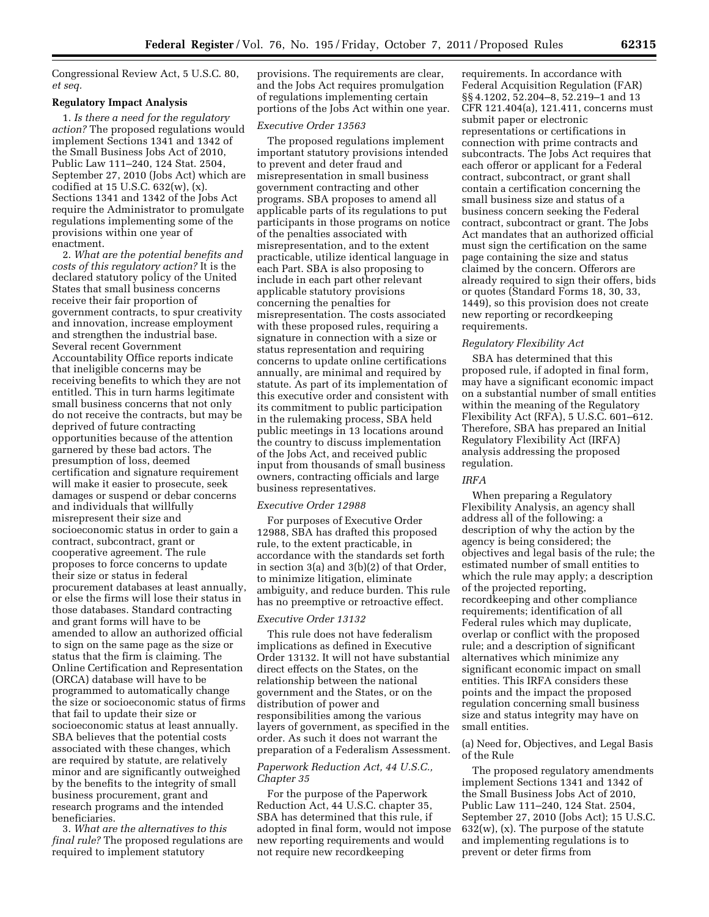Congressional Review Act, 5 U.S.C. 80, *et seq.*

**Regulatory Impact Analysis**

1. *Is there a need for the regulatory action?* The proposed regulations would implement Sections 1341 and 1342 of the Small Business Jobs Act of 2010, Public Law 111–240, 124 Stat. 2504, September 27, 2010 (Jobs Act) which are codified at 15 U.S.C. 632(w), (x). Sections 1341 and 1342 of the Jobs Act require the Administrator to promulgate regulations implementing some of the provisions within one year of enactment.

2. *What are the potential benefits and costs of this regulatory action?* It is the declared statutory policy of the United States that small business concerns receive their fair proportion of government contracts, to spur creativity and innovation, increase employment and strengthen the industrial base. Several recent Government Accountability Office reports indicate that ineligible concerns may be receiving benefits to which they are not entitled. This in turn harms legitimate small business concerns that not only do not receive the contracts, but may be deprived of future contracting opportunities because of the attention garnered by these bad actors. The presumption of loss, deemed certification and signature requirement will make it easier to prosecute, seek damages or suspend or debar concerns and individuals that willfully misrepresent their size and socioeconomic status in order to gain a contract, subcontract, grant or cooperative agreement. The rule proposes to force concerns to update their size or status in federal procurement databases at least annually, or else the firms will lose their status in those databases. Standard contracting and grant forms will have to be amended to allow an authorized official to sign on the same page as the size or status that the firm is claiming. The Online Certification and Representation (ORCA) database will have to be programmed to automatically change the size or socioeconomic status of firms that fail to update their size or socioeconomic status at least annually. SBA believes that the potential costs associated with these changes, which are required by statute, are relatively minor and are significantly outweighed by the benefits to the integrity of small business procurement, grant and research programs and the intended beneficiaries.

3. *What are the alternatives to this final rule?* The proposed regulations are required to implement statutory provisions. The requirements are clear, and the Jobs Act requires promulgation of regulations implementing certain portions of the Jobs Act within one year.

*Executive Order 13563*

The proposed regulations implement important statutory provisions intended to prevent and deter fraud and misrepresentation in small business government contracting and other programs. SBA proposes to amend all applicable parts of its regulations to put participants in those programs on notice of the penalties associated with misrepresentation, and to the extent practicable, utilize identical language in each Part. SBA is also proposing to include in each part other relevant applicable statutory provisions concerning the penalties for misrepresentation. The costs associated with these proposed rules, requiring a signature in connection with a size or status representation and requiring concerns to update online certifications annually, are minimal and required by statute. As part of its implementation of this executive order and consistent with its commitment to public participation in the rulemaking process, SBA held public meetings in 13 locations around the country to discuss implementation of the Jobs Act, and received public input from thousands of small business owners, contracting officials and large business representatives.

*Executive Order 12988*

For purposes of Executive Order 12988, SBA has drafted this proposed rule, to the extent practicable, in accordance with the standards set forth in section 3(a) and 3(b)(2) of that Order, to minimize litigation, eliminate ambiguity, and reduce burden. This rule has no preemptive or retroactive effect.

*Executive Order 13132*

This rule does not have federalism implications as defined in Executive Order 13132. It will not have substantial direct effects on the States, on the relationship between the national government and the States, or on the distribution of power and responsibilities among the various layers of government, as specified in the order. As such it does not warrant the preparation of a Federalism Assessment.

*Paperwork Reduction Act, 44 U.S.C., Chapter 35*

For the purpose of the Paperwork Reduction Act, 44 U.S.C. chapter 35, SBA has determined that this rule, if adopted in final form, would not impose new reporting requirements and would not require new recordkeeping requirements. In accordance with Federal Acquisition Regulation (FAR) §§ 4.1202, 52.204–8, 52.219–1 and 13 CFR 121.404(a), 121.411, concerns must submit paper or electronic representations or certifications in connection with prime contracts and subcontracts. The Jobs Act requires that each offeror or applicant for a Federal contract, subcontract, or grant shall contain a certification concerning the small business size and status of a business concern seeking the Federal contract, subcontract or grant. The Jobs Act mandates that an authorized official must sign the certification on the same page containing the size and status claimed by the concern. Offerors are already required to sign their offers, bids or quotes (Standard Forms 18, 30, 33, 1449), so this provision does not create new reporting or recordkeeping requirements.

*Regulatory Flexibility Act*

SBA has determined that this proposed rule, if adopted in final form, may have a significant economic impact on a substantial number of small entities within the meaning of the Regulatory Flexibility Act (RFA), 5 U.S.C. 601–612. Therefore, SBA has prepared an Initial Regulatory Flexibility Act (IRFA) analysis addressing the proposed regulation.

*IRFA*

When preparing a Regulatory Flexibility Analysis, an agency shall address all of the following: a description of why the action by the agency is being considered; the objectives and legal basis of the rule; the estimated number of small entities to which the rule may apply; a description of the projected reporting, recordkeeping and other compliance requirements; identification of all Federal rules which may duplicate, overlap or conflict with the proposed rule; and a description of significant alternatives which minimize any significant economic impact on small entities. This IRFA considers these points and the impact the proposed regulation concerning small business size and status integrity may have on small entities.

(a) Need for, Objectives, and Legal Basis of the Rule

The proposed regulatory amendments implement Sections 1341 and 1342 of the Small Business Jobs Act of 2010, Public Law 111–240, 124 Stat. 2504, September 27, 2010 (Jobs Act); 15 U.S.C. 632(w), (x). The purpose of the statute and implementing regulations is to prevent or deter firms from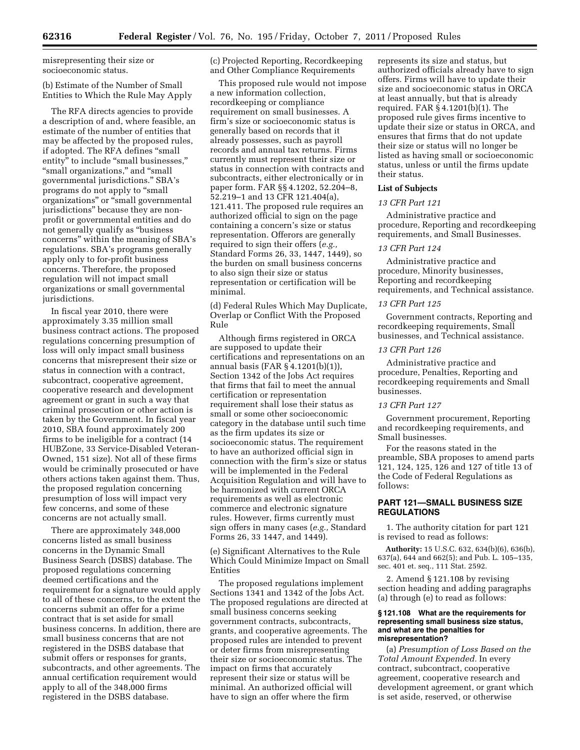misrepresenting their size or socioeconomic status.

(b) Estimate of the Number of Small Entities to Which the Rule May Apply

The RFA directs agencies to provide a description of and, where feasible, an estimate of the number of entities that may be affected by the proposed rules, if adopted. The RFA defines "small entity" to include "small businesses," "small organizations," and "small governmental jurisdictions." SBA's programs do not apply to "small organizations" or "small governmental jurisdictions" because they are non-profit or governmental entities and do not generally qualify as "business concerns" within the meaning of SBA's regulations. SBA's programs generally apply only to for-profit business concerns. Therefore, the proposed regulation will not impact small organizations or small governmental jurisdictions.

In fiscal year 2010, there were approximately 3.35 million small business contract actions. The proposed regulations concerning presumption of loss will only impact small business concerns that misrepresent their size or status in connection with a contract, subcontract, cooperative agreement, cooperative research and development agreement or grant in such a way that criminal prosecution or other action is taken by the Government. In fiscal year 2010, SBA found approximately 200 firms to be ineligible for a contract (14 HUBZone, 33 Service-Disabled Veteran-Owned, 151 size). Not all of these firms would be criminally prosecuted or have others actions taken against them. Thus, the proposed regulation concerning presumption of loss will impact very few concerns, and some of these concerns are not actually small.

There are approximately 348,000 concerns listed as small business concerns in the Dynamic Small Business Search (DSBS) database. The proposed regulations concerning deemed certifications and the requirement for a signature would apply to all of these concerns, to the extent the concerns submit an offer for a prime contract that is set aside for small business concerns. In addition, there are small business concerns that are not registered in the DSBS database that submit offers or responses for grants, subcontracts, and other agreements. The annual certification requirement would apply to all of the 348,000 firms registered in the DSBS database.

(c) Projected Reporting, Recordkeeping and Other Compliance Requirements

This proposed rule would not impose a new information collection, recordkeeping or compliance requirement on small businesses. A firm's size or socioeconomic status is generally based on records that it already possesses, such as payroll records and annual tax returns. Firms currently must represent their size or status in connection with contracts and subcontracts, either electronically or in paper form. FAR §§ 4.1202, 52.204–8, 52.219–1 and 13 CFR 121.404(a), 121.411. The proposed rule requires an authorized official to sign on the page containing a concern's size or status representation. Offerors are generally required to sign their offers (*e.g.,* Standard Forms 26, 33, 1447, 1449), so the burden on small business concerns to also sign their size or status representation or certification will be minimal.

(d) Federal Rules Which May Duplicate, Overlap or Conflict With the Proposed Rule

Although firms registered in ORCA are supposed to update their certifications and representations on an annual basis (FAR § 4.1201(b)(1)), Section 1342 of the Jobs Act requires that firms that fail to meet the annual certification or representation requirement shall lose their status as small or some other socioeconomic category in the database until such time as the firm updates its size or socioeconomic status. The requirement to have an authorized official sign in connection with the firm's size or status will be implemented in the Federal Acquisition Regulation and will have to be harmonized with current ORCA requirements as well as electronic commerce and electronic signature rules. However, firms currently must sign offers in many cases (*e.g.,* Standard Forms 26, 33 1447, and 1449).

(e) Significant Alternatives to the Rule Which Could Minimize Impact on Small Entities

The proposed regulations implement Sections 1341 and 1342 of the Jobs Act. The proposed regulations are directed at small business concerns seeking government contracts, subcontracts, grants, and cooperative agreements. The proposed rules are intended to prevent or deter firms from misrepresenting their size or socioeconomic status. The impact on firms that accurately represent their size or status will be minimal. An authorized official will have to sign an offer where the firm represents its size and status, but authorized officials already have to sign offers. Firms will have to update their size and socioeconomic status in ORCA at least annually, but that is already required. FAR § 4.1201(b)(1). The proposed rule gives firms incentive to update their size or status in ORCA, and ensures that firms that do not update their size or status will no longer be listed as having small or socioeconomic status, unless or until the firms update their status.

**List of Subjects**

*13 CFR Part 121*

Administrative practice and procedure, Reporting and recordkeeping requirements, and Small Businesses.

*13 CFR Part 124*

Administrative practice and procedure, Minority businesses, Reporting and recordkeeping requirements, and Technical assistance.

*13 CFR Part 125*

Government contracts, Reporting and recordkeeping requirements, Small businesses, and Technical assistance.

*13 CFR Part 126*

Administrative practice and procedure, Penalties, Reporting and recordkeeping requirements and Small businesses.

*13 CFR Part 127*

Government procurement, Reporting and recordkeeping requirements, and Small businesses.

For the reasons stated in the preamble, SBA proposes to amend parts 121, 124, 125, 126 and 127 of title 13 of the Code of Federal Regulations as follows:

## PART 121—SMALL BUSINESS SIZE REGULATIONS

1. The authority citation for part 121 is revised to read as follows:

**Authority:** 15 U.S.C. 632, 634(b)(6), 636(b), 637(a), 644 and 662(5); and Pub. L. 105–135, sec. 401 et. seq., 111 Stat. 2592.

2. Amend § 121.108 by revising section heading and adding paragraphs (a) through (e) to read as follows:

**§ 121.108 What are the requirements for representing small business size status, and what are the penalties for misrepresentation?**

(a) *Presumption of Loss Based on the Total Amount Expended.* In every contract, subcontract, cooperative agreement, cooperative research and development agreement, or grant which is set aside, reserved, or otherwise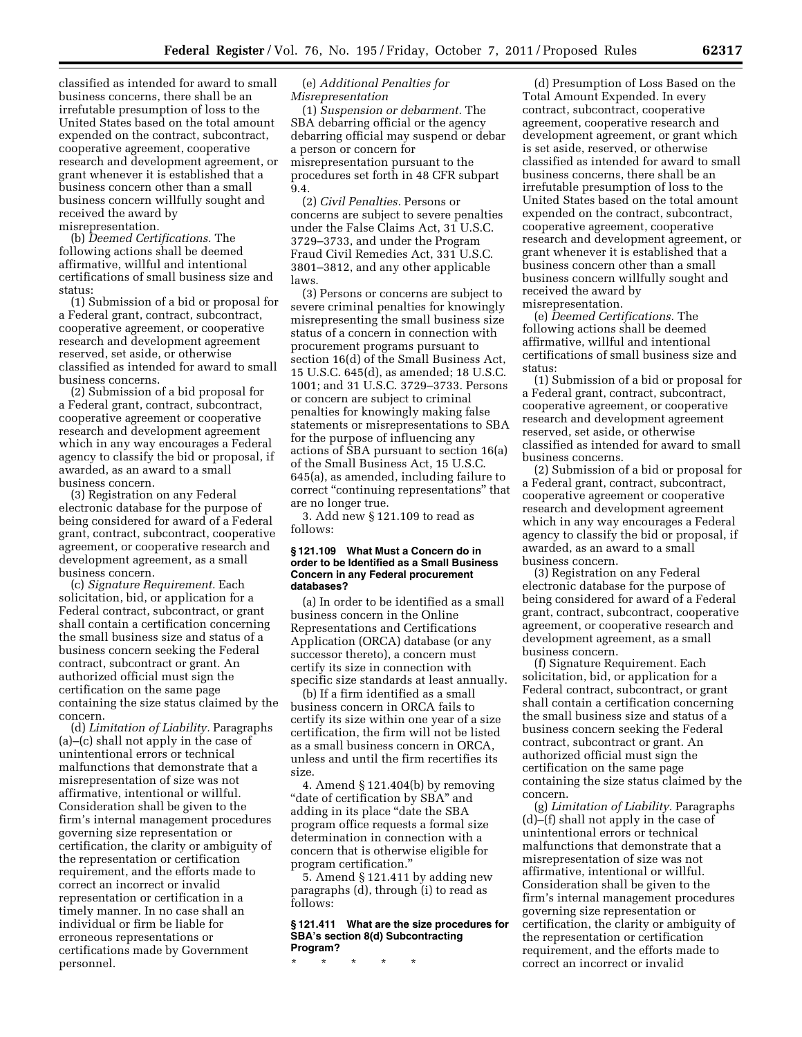classified as intended for award to small business concerns, there shall be an irrefutable presumption of loss to the United States based on the total amount expended on the contract, subcontract, cooperative agreement, cooperative research and development agreement, or grant whenever it is established that a business concern other than a small business concern willfully sought and received the award by misrepresentation.

(b) *Deemed Certifications.* The following actions shall be deemed affirmative, willful and intentional certifications of small business size and status:

(1) Submission of a bid or proposal for a Federal grant, contract, subcontract, cooperative agreement, or cooperative research and development agreement reserved, set aside, or otherwise classified as intended for award to small business concerns.

(2) Submission of a bid proposal for a Federal grant, contract, subcontract, cooperative agreement or cooperative research and development agreement which in any way encourages a Federal agency to classify the bid or proposal, if awarded, as an award to a small business concern.

(3) Registration on any Federal electronic database for the purpose of being considered for award of a Federal grant, contract, subcontract, cooperative agreement, or cooperative research and development agreement, as a small business concern.

(c) *Signature Requirement.* Each solicitation, bid, or application for a Federal contract, subcontract, or grant shall contain a certification concerning the small business size and status of a business concern seeking the Federal contract, subcontract or grant. An authorized official must sign the certification on the same page containing the size status claimed by the concern.

(d) *Limitation of Liability.* Paragraphs (a)–(c) shall not apply in the case of unintentional errors or technical malfunctions that demonstrate that a misrepresentation of size was not affirmative, intentional or willful. Consideration shall be given to the firm's internal management procedures governing size representation or certification, the clarity or ambiguity of the representation or certification requirement, and the efforts made to correct an incorrect or invalid representation or certification in a timely manner. In no case shall an individual or firm be liable for erroneous representations or certifications made by Government personnel.

(e) *Additional Penalties for Misrepresentation*

(1) *Suspension or debarment.* The SBA debarring official or the agency debarring official may suspend or debar a person or concern for misrepresentation pursuant to the procedures set forth in 48 CFR subpart 9.4.

(2) *Civil Penalties.* Persons or concerns are subject to severe penalties under the False Claims Act, 31 U.S.C. 3729–3733, and under the Program Fraud Civil Remedies Act, 331 U.S.C. 3801–3812, and any other applicable laws.

(3) Persons or concerns are subject to severe criminal penalties for knowingly misrepresenting the small business size status of a concern in connection with procurement programs pursuant to section 16(d) of the Small Business Act, 15 U.S.C. 645(d), as amended; 18 U.S.C. 1001; and 31 U.S.C. 3729–3733. Persons or concern are subject to criminal penalties for knowingly making false statements or misrepresentations to SBA for the purpose of influencing any actions of SBA pursuant to section 16(a) of the Small Business Act, 15 U.S.C. 645(a), as amended, including failure to correct "continuing representations" that are no longer true.

3. Add new § 121.109 to read as follows:

#### § 121.109 What Must a Concern do in order to be Identified as a Small Business Concern in any Federal procurement databases?

(a) In order to be identified as a small business concern in the Online Representations and Certifications Application (ORCA) database (or any successor thereto), a concern must certify its size in connection with specific size standards at least annually.

(b) If a firm identified as a small business concern in ORCA fails to certify its size within one year of a size certification, the firm will not be listed as a small business concern in ORCA, unless and until the firm recertifies its size.

4. Amend § 121.404(b) by removing "date of certification by SBA" and adding in its place "date the SBA program office requests a formal size determination in connection with a concern that is otherwise eligible for program certification."

5. Amend § 121.411 by adding new paragraphs (d), through (i) to read as follows:

#### § 121.411 What are the size procedures for SBA's section 8(d) Subcontracting Program?

\* \* \* \* \*

(d) Presumption of Loss Based on the Total Amount Expended. In every contract, subcontract, cooperative agreement, cooperative research and development agreement, or grant which is set aside, reserved, or otherwise classified as intended for award to small business concerns, there shall be an irrefutable presumption of loss to the United States based on the total amount expended on the contract, subcontract, cooperative agreement, cooperative research and development agreement, or grant whenever it is established that a business concern other than a small business concern willfully sought and received the award by misrepresentation.

(e) *Deemed Certifications.* The following actions shall be deemed affirmative, willful and intentional certifications of small business size and status:

(1) Submission of a bid or proposal for a Federal grant, contract, subcontract, cooperative agreement, or cooperative research and development agreement reserved, set aside, or otherwise classified as intended for award to small business concerns.

(2) Submission of a bid or proposal for a Federal grant, contract, subcontract, cooperative agreement or cooperative research and development agreement which in any way encourages a Federal agency to classify the bid or proposal, if awarded, as an award to a small business concern.

(3) Registration on any Federal electronic database for the purpose of being considered for award of a Federal grant, contract, subcontract, cooperative agreement, or cooperative research and development agreement, as a small business concern.

(f) Signature Requirement. Each solicitation, bid, or application for a Federal contract, subcontract, or grant shall contain a certification concerning the small business size and status of a business concern seeking the Federal contract, subcontract or grant. An authorized official must sign the certification on the same page containing the size status claimed by the concern.

(g) *Limitation of Liability.* Paragraphs (d)–(f) shall not apply in the case of unintentional errors or technical malfunctions that demonstrate that a misrepresentation of size was not affirmative, intentional or willful. Consideration shall be given to the firm's internal management procedures governing size representation or certification, the clarity or ambiguity of the representation or certification requirement, and the efforts made to correct an incorrect or invalid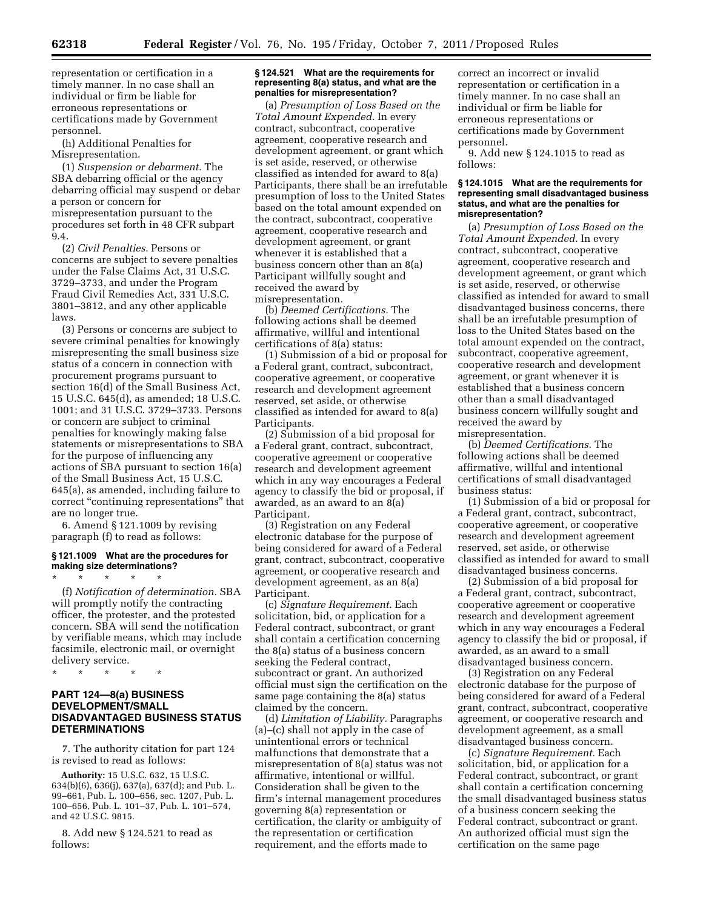representation or certification in a timely manner. In no case shall an individual or firm be liable for erroneous representations or certifications made by Government personnel.

(h) Additional Penalties for Misrepresentation.

(1) *Suspension or debarment.* The SBA debarring official or the agency debarring official may suspend or debar a person or concern for misrepresentation pursuant to the procedures set forth in 48 CFR subpart 9.4.

(2) *Civil Penalties.* Persons or concerns are subject to severe penalties under the False Claims Act, 31 U.S.C. 3729–3733, and under the Program Fraud Civil Remedies Act, 331 U.S.C. 3801–3812, and any other applicable laws.

(3) Persons or concerns are subject to severe criminal penalties for knowingly misrepresenting the small business size status of a concern in connection with procurement programs pursuant to section 16(d) of the Small Business Act, 15 U.S.C. 645(d), as amended; 18 U.S.C. 1001; and 31 U.S.C. 3729–3733. Persons or concern are subject to criminal penalties for knowingly making false statements or misrepresentations to SBA for the purpose of influencing any actions of SBA pursuant to section 16(a) of the Small Business Act, 15 U.S.C. 645(a), as amended, including failure to correct "continuing representations" that are no longer true.

6. Amend § 121.1009 by revising paragraph (f) to read as follows:

#### § 121.1009 What are the procedures for making size determinations?

\* \* \* \* \*

(f) *Notification of determination.* SBA will promptly notify the contracting officer, the protester, and the protested concern. SBA will send the notification by verifiable means, which may include facsimile, electronic mail, or overnight delivery service.

\* \* \* \* \*

## PART 124—8(a) BUSINESS DEVELOPMENT/SMALL DISADVANTAGED BUSINESS STATUS DETERMINATIONS

7. The authority citation for part 124 is revised to read as follows:

**Authority:** 15 U.S.C. 632, 15 U.S.C. 634(b)(6), 636(j), 637(a), 637(d); and Pub. L. 99–661, Pub. L. 100–656, sec. 1207, Pub. L. 100–656, Pub. L. 101–37, Pub. L. 101–574, and 42 U.S.C. 9815.

8. Add new § 124.521 to read as follows:

#### § 124.521 What are the requirements for representing 8(a) status, and what are the penalties for misrepresentation?

(a) *Presumption of Loss Based on the Total Amount Expended.* In every contract, subcontract, cooperative agreement, cooperative research and development agreement, or grant which is set aside, reserved, or otherwise classified as intended for award to 8(a) Participants, there shall be an irrefutable presumption of loss to the United States based on the total amount expended on the contract, subcontract, cooperative agreement, cooperative research and development agreement, or grant whenever it is established that a business concern other than an 8(a) Participant willfully sought and received the award by misrepresentation.

(b) *Deemed Certifications.* The following actions shall be deemed affirmative, willful and intentional certifications of 8(a) status:

(1) Submission of a bid or proposal for a Federal grant, contract, subcontract, cooperative agreement, or cooperative research and development agreement reserved, set aside, or otherwise classified as intended for award to 8(a) Participants.

(2) Submission of a bid proposal for a Federal grant, contract, subcontract, cooperative agreement or cooperative research and development agreement which in any way encourages a Federal agency to classify the bid or proposal, if awarded, as an award to an 8(a) Participant.

(3) Registration on any Federal electronic database for the purpose of being considered for award of a Federal grant, contract, subcontract, cooperative agreement, or cooperative research and development agreement, as an 8(a) Participant.

(c) *Signature Requirement.* Each solicitation, bid, or application for a Federal contract, subcontract, or grant shall contain a certification concerning the 8(a) status of a business concern seeking the Federal contract, subcontract or grant. An authorized official must sign the certification on the same page containing the 8(a) status claimed by the concern.

(d) *Limitation of Liability.* Paragraphs (a)–(c) shall not apply in the case of unintentional errors or technical malfunctions that demonstrate that a misrepresentation of 8(a) status was not affirmative, intentional or willful. Consideration shall be given to the firm's internal management procedures governing 8(a) representation or certification, the clarity or ambiguity of the representation or certification requirement, and the efforts made to correct an incorrect or invalid representation or certification in a timely manner. In no case shall an individual or firm be liable for erroneous representations or certifications made by Government personnel.

9. Add new § 124.1015 to read as follows:

#### § 124.1015 What are the requirements for representing small disadvantaged business status, and what are the penalties for misrepresentation?

(a) *Presumption of Loss Based on the Total Amount Expended.* In every contract, subcontract, cooperative agreement, cooperative research and development agreement, or grant which is set aside, reserved, or otherwise classified as intended for award to small disadvantaged business concerns, there shall be an irrefutable presumption of loss to the United States based on the total amount expended on the contract, subcontract, cooperative agreement, cooperative research and development agreement, or grant whenever it is established that a business concern other than a small disadvantaged business concern willfully sought and received the award by misrepresentation.

(b) *Deemed Certifications.* The following actions shall be deemed affirmative, willful and intentional certifications of small disadvantaged business status:

(1) Submission of a bid or proposal for a Federal grant, contract, subcontract, cooperative agreement, or cooperative research and development agreement reserved, set aside, or otherwise classified as intended for award to small disadvantaged business concerns.

(2) Submission of a bid proposal for a Federal grant, contract, subcontract, cooperative agreement or cooperative research and development agreement which in any way encourages a Federal agency to classify the bid or proposal, if awarded, as an award to a small disadvantaged business concern.

(3) Registration on any Federal electronic database for the purpose of being considered for award of a Federal grant, contract, subcontract, cooperative agreement, or cooperative research and development agreement, as a small disadvantaged business concern.

(c) *Signature Requirement.* Each solicitation, bid, or application for a Federal contract, subcontract, or grant shall contain a certification concerning the small disadvantaged business status of a business concern seeking the Federal contract, subcontract or grant. An authorized official must sign the certification on the same page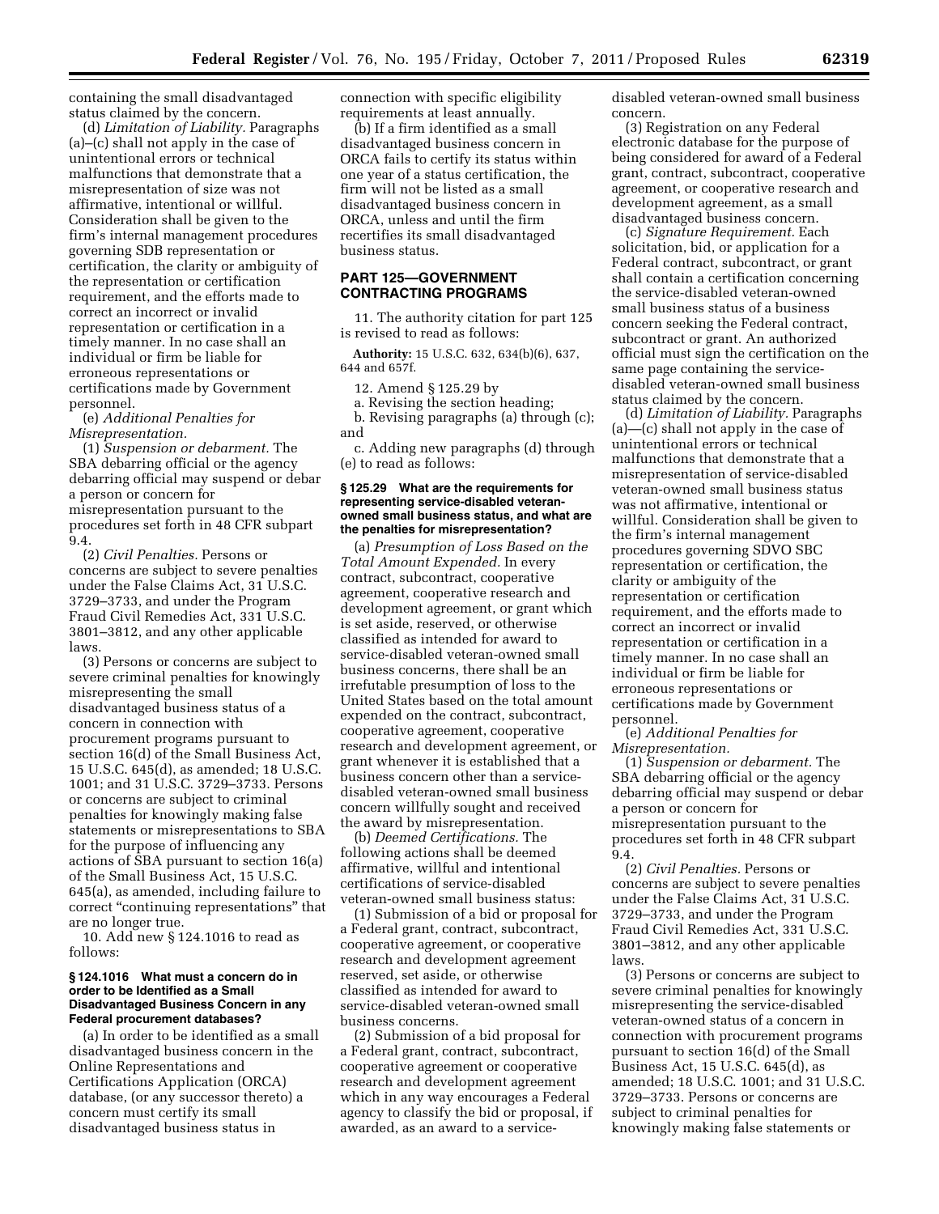containing the small disadvantaged status claimed by the concern.

(d) *Limitation of Liability.* Paragraphs (a)–(c) shall not apply in the case of unintentional errors or technical malfunctions that demonstrate that a misrepresentation of size was not affirmative, intentional or willful. Consideration shall be given to the firm's internal management procedures governing SDB representation or certification, the clarity or ambiguity of the representation or certification requirement, and the efforts made to correct an incorrect or invalid representation or certification in a timely manner. In no case shall an individual or firm be liable for erroneous representations or certifications made by Government personnel.

(e) *Additional Penalties for Misrepresentation.*

(1) *Suspension or debarment.* The SBA debarring official or the agency debarring official may suspend or debar a person or concern for misrepresentation pursuant to the procedures set forth in 48 CFR subpart 9.4.

(2) *Civil Penalties.* Persons or concerns are subject to severe penalties under the False Claims Act, 31 U.S.C. 3729–3733, and under the Program Fraud Civil Remedies Act, 331 U.S.C. 3801–3812, and any other applicable laws.

(3) Persons or concerns are subject to severe criminal penalties for knowingly misrepresenting the small disadvantaged business status of a concern in connection with procurement programs pursuant to section 16(d) of the Small Business Act, 15 U.S.C. 645(d), as amended; 18 U.S.C. 1001; and 31 U.S.C. 3729–3733. Persons or concerns are subject to criminal penalties for knowingly making false statements or misrepresentations to SBA for the purpose of influencing any actions of SBA pursuant to section 16(a) of the Small Business Act, 15 U.S.C. 645(a), as amended, including failure to correct "continuing representations" that are no longer true.

10. Add new § 124.1016 to read as follows:

#### § 124.1016 What must a concern do in order to be Identified as a Small Disadvantaged Business Concern in any Federal procurement databases?

(a) In order to be identified as a small disadvantaged business concern in the Online Representations and Certifications Application (ORCA) database, (or any successor thereto) a concern must certify its small disadvantaged business status in connection with specific eligibility requirements at least annually.

(b) If a firm identified as a small disadvantaged business concern in ORCA fails to certify its status within one year of a status certification, the firm will not be listed as a small disadvantaged business concern in ORCA, unless and until the firm recertifies its small disadvantaged business status.

## PART 125—GOVERNMENT CONTRACTING PROGRAMS

11. The authority citation for part 125 is revised to read as follows:

**Authority:** 15 U.S.C. 632, 634(b)(6), 637, 644 and 657f.

12. Amend § 125.29 by

a. Revising the section heading;

b. Revising paragraphs (a) through (c); and

c. Adding new paragraphs (d) through (e) to read as follows:

#### § 125.29 What are the requirements for representing service-disabled veteran-owned small business status, and what are the penalties for misrepresentation?

(a) *Presumption of Loss Based on the Total Amount Expended.* In every contract, subcontract, cooperative agreement, cooperative research and development agreement, or grant which is set aside, reserved, or otherwise classified as intended for award to service-disabled veteran-owned small business concerns, there shall be an irrefutable presumption of loss to the United States based on the total amount expended on the contract, subcontract, cooperative agreement, cooperative research and development agreement, or grant whenever it is established that a business concern other than a service-disabled veteran-owned small business concern willfully sought and received the award by misrepresentation.

(b) *Deemed Certifications.* The following actions shall be deemed affirmative, willful and intentional certifications of service-disabled veteran-owned small business status:

(1) Submission of a bid or proposal for a Federal grant, contract, subcontract, cooperative agreement, or cooperative research and development agreement reserved, set aside, or otherwise classified as intended for award to service-disabled veteran-owned small business concerns.

(2) Submission of a bid proposal for a Federal grant, contract, subcontract, cooperative agreement or cooperative research and development agreement which in any way encourages a Federal agency to classify the bid or proposal, if awarded, as an award to a service-disabled veteran-owned small business concern.

(3) Registration on any Federal electronic database for the purpose of being considered for award of a Federal grant, contract, subcontract, cooperative agreement, or cooperative research and development agreement, as a small disadvantaged business concern.

(c) *Signature Requirement.* Each solicitation, bid, or application for a Federal contract, subcontract, or grant shall contain a certification concerning the service-disabled veteran-owned small business status of a business concern seeking the Federal contract, subcontract or grant. An authorized official must sign the certification on the same page containing the service-disabled veteran-owned small business status claimed by the concern.

(d) *Limitation of Liability.* Paragraphs (a)—(c) shall not apply in the case of unintentional errors or technical malfunctions that demonstrate that a misrepresentation of service-disabled veteran-owned small business status was not affirmative, intentional or willful. Consideration shall be given to the firm's internal management procedures governing SDVO SBC representation or certification, the clarity or ambiguity of the representation or certification requirement, and the efforts made to correct an incorrect or invalid representation or certification in a timely manner. In no case shall an individual or firm be liable for erroneous representations or certifications made by Government personnel.

(e) *Additional Penalties for Misrepresentation.*

(1) *Suspension or debarment.* The SBA debarring official or the agency debarring official may suspend or debar a person or concern for misrepresentation pursuant to the procedures set forth in 48 CFR subpart 9.4.

(2) *Civil Penalties.* Persons or concerns are subject to severe penalties under the False Claims Act, 31 U.S.C. 3729–3733, and under the Program Fraud Civil Remedies Act, 331 U.S.C. 3801–3812, and any other applicable laws.

(3) Persons or concerns are subject to severe criminal penalties for knowingly misrepresenting the service-disabled veteran-owned status of a concern in connection with procurement programs pursuant to section 16(d) of the Small Business Act, 15 U.S.C. 645(d), as amended; 18 U.S.C. 1001; and 31 U.S.C. 3729–3733. Persons or concerns are subject to criminal penalties for knowingly making false statements or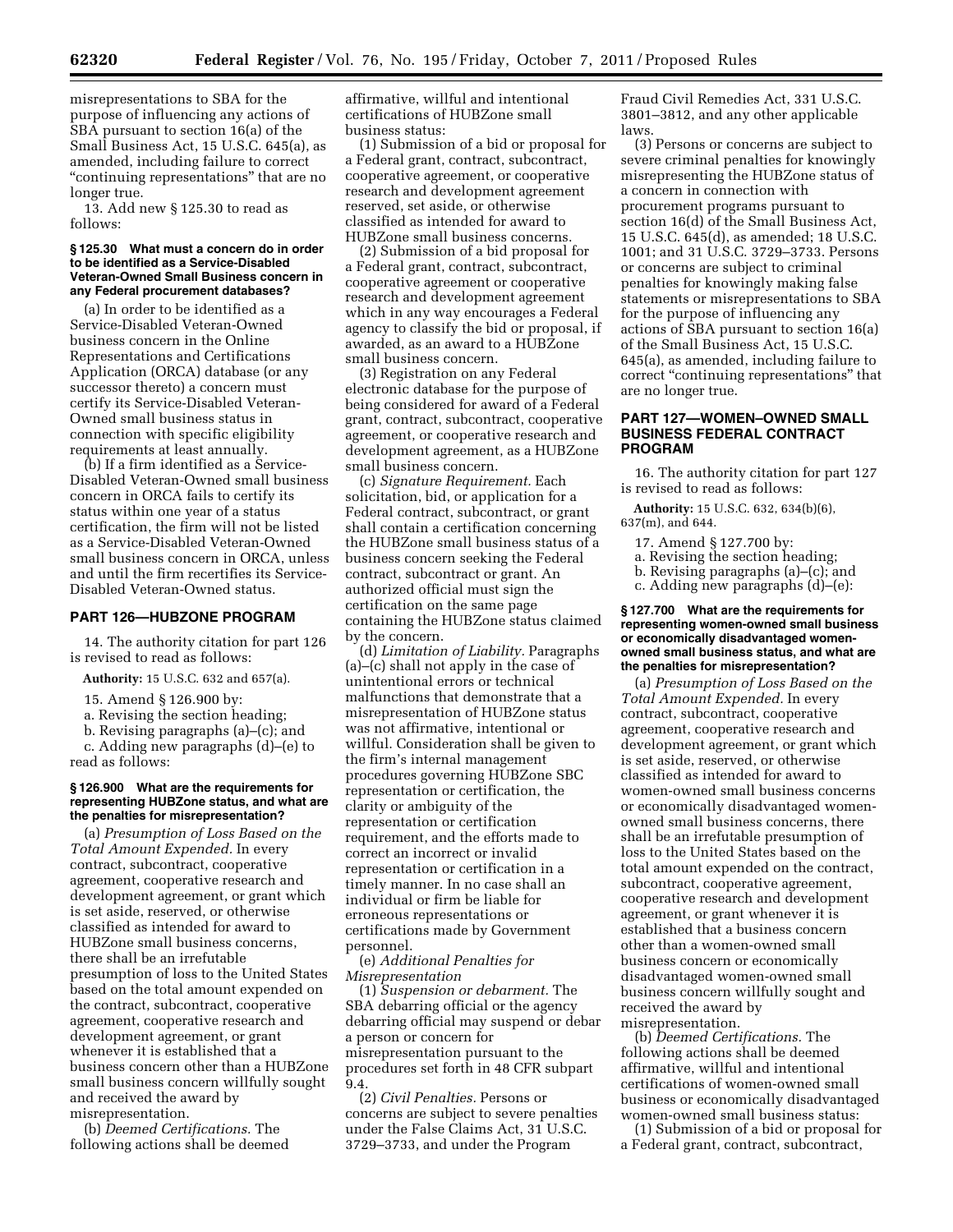misrepresentations to SBA for the purpose of influencing any actions of SBA pursuant to section 16(a) of the Small Business Act, 15 U.S.C. 645(a), as amended, including failure to correct "continuing representations" that are no longer true.

13. Add new § 125.30 to read as follows:

#### § 125.30 What must a concern do in order to be identified as a Service-Disabled Veteran-Owned Small Business concern in any Federal procurement databases?

(a) In order to be identified as a Service-Disabled Veteran-Owned business concern in the Online Representations and Certifications Application (ORCA) database (or any successor thereto) a concern must certify its Service-Disabled Veteran-Owned small business status in connection with specific eligibility requirements at least annually.

(b) If a firm identified as a Service-Disabled Veteran-Owned small business concern in ORCA fails to certify its status within one year of a status certification, the firm will not be listed as a Service-Disabled Veteran-Owned small business concern in ORCA, unless and until the firm recertifies its Service-Disabled Veteran-Owned status.

### PART 126—HUBZONE PROGRAM

14. The authority citation for part 126 is revised to read as follows:

**Authority:** 15 U.S.C. 632 and 657(a).

15. Amend § 126.900 by:

a. Revising the section heading;

b. Revising paragraphs (a)–(c); and

c. Adding new paragraphs (d)–(e) to read as follows:

#### § 126.900 What are the requirements for representing HUBZone status, and what are the penalties for misrepresentation?

(a) *Presumption of Loss Based on the Total Amount Expended.* In every contract, subcontract, cooperative agreement, cooperative research and development agreement, or grant which is set aside, reserved, or otherwise classified as intended for award to HUBZone small business concerns, there shall be an irrefutable presumption of loss to the United States based on the total amount expended on the contract, subcontract, cooperative agreement, cooperative research and development agreement, or grant whenever it is established that a business concern other than a HUBZone small business concern willfully sought and received the award by misrepresentation.

(b) *Deemed Certifications.* The following actions shall be deemed affirmative, willful and intentional certifications of HUBZone small business status:

(1) Submission of a bid or proposal for a Federal grant, contract, subcontract, cooperative agreement, or cooperative research and development agreement reserved, set aside, or otherwise classified as intended for award to HUBZone small business concerns.

(2) Submission of a bid proposal for a Federal grant, contract, subcontract, cooperative agreement or cooperative research and development agreement which in any way encourages a Federal agency to classify the bid or proposal, if awarded, as an award to a HUBZone small business concern.

(3) Registration on any Federal electronic database for the purpose of being considered for award of a Federal grant, contract, subcontract, cooperative agreement, or cooperative research and development agreement, as a HUBZone small business concern.

(c) *Signature Requirement.* Each solicitation, bid, or application for a Federal contract, subcontract, or grant shall contain a certification concerning the HUBZone small business status of a business concern seeking the Federal contract, subcontract or grant. An authorized official must sign the certification on the same page containing the HUBZone status claimed by the concern.

(d) *Limitation of Liability.* Paragraphs (a)–(c) shall not apply in the case of unintentional errors or technical malfunctions that demonstrate that a misrepresentation of HUBZone status was not affirmative, intentional or willful. Consideration shall be given to the firm's internal management procedures governing HUBZone SBC representation or certification, the clarity or ambiguity of the representation or certification requirement, and the efforts made to correct an incorrect or invalid representation or certification in a timely manner. In no case shall an individual or firm be liable for erroneous representations or certifications made by Government personnel.

(e) *Additional Penalties for Misrepresentation*

(1) *Suspension or debarment.* The SBA debarring official or the agency debarring official may suspend or debar a person or concern for misrepresentation pursuant to the procedures set forth in 48 CFR subpart 9.4.

(2) *Civil Penalties.* Persons or concerns are subject to severe penalties under the False Claims Act, 31 U.S.C. 3729–3733, and under the Program Fraud Civil Remedies Act, 331 U.S.C. 3801–3812, and any other applicable laws.

(3) Persons or concerns are subject to severe criminal penalties for knowingly misrepresenting the HUBZone status of a concern in connection with procurement programs pursuant to section 16(d) of the Small Business Act, 15 U.S.C. 645(d), as amended; 18 U.S.C. 1001; and 31 U.S.C. 3729–3733. Persons or concerns are subject to criminal penalties for knowingly making false statements or misrepresentations to SBA for the purpose of influencing any actions of SBA pursuant to section 16(a) of the Small Business Act, 15 U.S.C. 645(a), as amended, including failure to correct "continuing representations" that are no longer true.

### PART 127—WOMEN–OWNED SMALL BUSINESS FEDERAL CONTRACT PROGRAM

16. The authority citation for part 127 is revised to read as follows:

**Authority:** 15 U.S.C. 632, 634(b)(6), 637(m), and 644.

17. Amend § 127.700 by:

a. Revising the section heading;

b. Revising paragraphs (a)–(c); and

c. Adding new paragraphs (d)–(e):

#### § 127.700 What are the requirements for representing women-owned small business or economically disadvantaged women-owned small business status, and what are the penalties for misrepresentation?

(a) *Presumption of Loss Based on the Total Amount Expended.* In every contract, subcontract, cooperative agreement, cooperative research and development agreement, or grant which is set aside, reserved, or otherwise classified as intended for award to women-owned small business concerns or economically disadvantaged women-owned small business concerns, there shall be an irrefutable presumption of loss to the United States based on the total amount expended on the contract, subcontract, cooperative agreement, cooperative research and development agreement, or grant whenever it is established that a business concern other than a women-owned small business concern or economically disadvantaged women-owned small business concern willfully sought and received the award by misrepresentation.

(b) *Deemed Certifications.* The following actions shall be deemed affirmative, willful and intentional certifications of women-owned small business or economically disadvantaged women-owned small business status:

(1) Submission of a bid or proposal for a Federal grant, contract, subcontract,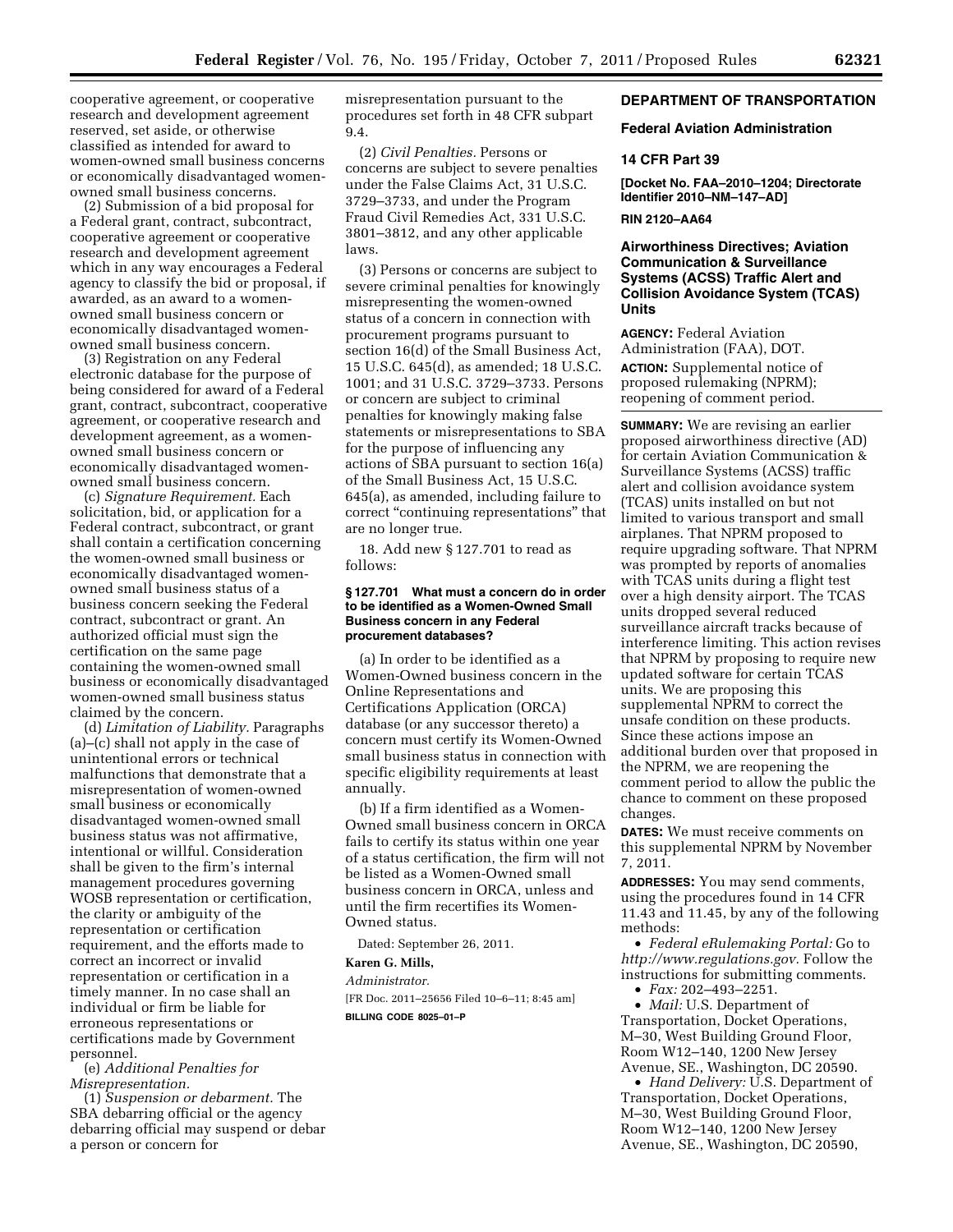cooperative agreement, or cooperative research and development agreement reserved, set aside, or otherwise classified as intended for award to women-owned small business concerns or economically disadvantaged women-owned small business concerns.

(2) Submission of a bid proposal for a Federal grant, contract, subcontract, cooperative agreement or cooperative research and development agreement which in any way encourages a Federal agency to classify the bid or proposal, if awarded, as an award to a women-owned small business concern or economically disadvantaged women-owned small business concern.

(3) Registration on any Federal electronic database for the purpose of being considered for award of a Federal grant, contract, subcontract, cooperative agreement, or cooperative research and development agreement, as a women-owned small business concern or economically disadvantaged women-owned small business concern.

(c) *Signature Requirement.* Each solicitation, bid, or application for a Federal contract, subcontract, or grant shall contain a certification concerning the women-owned small business or economically disadvantaged women-owned small business status of a business concern seeking the Federal contract, subcontract or grant. An authorized official must sign the certification on the same page containing the women-owned small business or economically disadvantaged women-owned small business status claimed by the concern.

(d) *Limitation of Liability.* Paragraphs (a)–(c) shall not apply in the case of unintentional errors or technical malfunctions that demonstrate that a misrepresentation of women-owned small business or economically disadvantaged women-owned small business status was not affirmative, intentional or willful. Consideration shall be given to the firm's internal management procedures governing WOSB representation or certification, the clarity or ambiguity of the representation or certification requirement, and the efforts made to correct an incorrect or invalid representation or certification in a timely manner. In no case shall an individual or firm be liable for erroneous representations or certifications made by Government personnel.

(e) *Additional Penalties for Misrepresentation.*

(1) *Suspension or debarment.* The SBA debarring official or the agency debarring official may suspend or debar a person or concern for misrepresentation pursuant to the procedures set forth in 48 CFR subpart 9.4.

(2) *Civil Penalties.* Persons or concerns are subject to severe penalties under the False Claims Act, 31 U.S.C. 3729–3733, and under the Program Fraud Civil Remedies Act, 331 U.S.C. 3801–3812, and any other applicable laws.

(3) Persons or concerns are subject to severe criminal penalties for knowingly misrepresenting the women-owned status of a concern in connection with procurement programs pursuant to section 16(d) of the Small Business Act, 15 U.S.C. 645(d), as amended; 18 U.S.C. 1001; and 31 U.S.C. 3729–3733. Persons or concern are subject to criminal penalties for knowingly making false statements or misrepresentations to SBA for the purpose of influencing any actions of SBA pursuant to section 16(a) of the Small Business Act, 15 U.S.C. 645(a), as amended, including failure to correct "continuing representations" that are no longer true.

18. Add new § 127.701 to read as follows:

**§ 127.701 What must a concern do in order to be identified as a Women-Owned Small Business concern in any Federal procurement databases?**

(a) In order to be identified as a Women-Owned business concern in the Online Representations and Certifications Application (ORCA) database (or any successor thereto) a concern must certify its Women-Owned small business status in connection with specific eligibility requirements at least annually.

(b) If a firm identified as a Women-Owned small business concern in ORCA fails to certify its status within one year of a status certification, the firm will not be listed as a Women-Owned small business concern in ORCA, unless and until the firm recertifies its Women-Owned status.

Dated: September 26, 2011.

**Karen G. Mills,**

*Administrator.*

[FR Doc. 2011–25656 Filed 10–6–11; 8:45 am]

**BILLING CODE 8025–01–P**

## DEPARTMENT OF TRANSPORTATION

### Federal Aviation Administration

### 14 CFR Part 39

**[Docket No. FAA–2010–1204; Directorate Identifier 2010–NM–147–AD]**

**RIN 2120–AA64**

### Airworthiness Directives; Aviation Communication & Surveillance Systems (ACSS) Traffic Alert and Collision Avoidance System (TCAS) Units

**AGENCY:** Federal Aviation Administration (FAA), DOT.

**ACTION:** Supplemental notice of proposed rulemaking (NPRM); reopening of comment period.

**SUMMARY:** We are revising an earlier proposed airworthiness directive (AD) for certain Aviation Communication & Surveillance Systems (ACSS) traffic alert and collision avoidance system (TCAS) units installed on but not limited to various transport and small airplanes. That NPRM proposed to require upgrading software. That NPRM was prompted by reports of anomalies with TCAS units during a flight test over a high density airport. The TCAS units dropped several reduced surveillance aircraft tracks because of interference limiting. This action revises that NPRM by proposing to require new updated software for certain TCAS units. We are proposing this supplemental NPRM to correct the unsafe condition on these products. Since these actions impose an additional burden over that proposed in the NPRM, we are reopening the comment period to allow the public the chance to comment on these proposed changes.

**DATES:** We must receive comments on this supplemental NPRM by November 7, 2011.

**ADDRESSES:** You may send comments, using the procedures found in 14 CFR 11.43 and 11.45, by any of the following methods:

- *Federal eRulemaking Portal:* Go to *http://www.regulations.gov.* Follow the instructions for submitting comments.
- *Fax:* 202–493–2251.
- *Mail:* U.S. Department of Transportation, Docket Operations, M–30, West Building Ground Floor, Room W12–140, 1200 New Jersey Avenue, SE., Washington, DC 20590.
- *Hand Delivery:* U.S. Department of Transportation, Docket Operations, M–30, West Building Ground Floor, Room W12–140, 1200 New Jersey Avenue, SE., Washington, DC 20590,